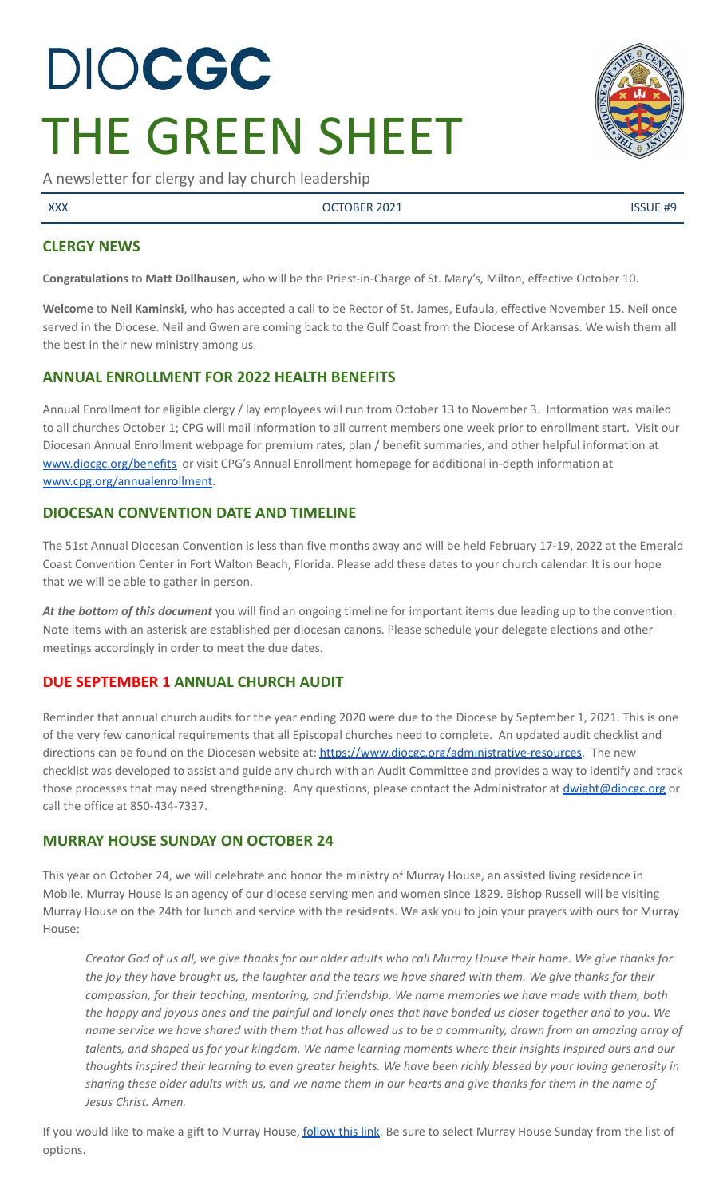# DIOCGC
# THE GREEN SHEET

A newsletter for clergy and lay church leadership

XXX OCTOBER 2021 ISSUE #9

## CLERGY NEWS

**Congratulations** to **Matt Dollhausen**, who will be the Priest-in-Charge of St. Mary's, Milton, effective October 10.

**Welcome** to **Neil Kaminski**, who has accepted a call to be Rector of St. James, Eufaula, effective November 15. Neil once served in the Diocese. Neil and Gwen are coming back to the Gulf Coast from the Diocese of Arkansas. We wish them all the best in their new ministry among us.

## ANNUAL ENROLLMENT FOR 2022 HEALTH BENEFITS

Annual Enrollment for eligible clergy / lay employees will run from October 13 to November 3. Information was mailed to all churches October 1; CPG will mail information to all current members one week prior to enrollment start. Visit our Diocesan Annual Enrollment webpage for premium rates, plan / benefit summaries, and other helpful information at www.diocgc.org/benefits or visit CPG's Annual Enrollment homepage for additional in-depth information at www.cpg.org/annualenrollment.

## DIOCESAN CONVENTION DATE AND TIMELINE

The 51st Annual Diocesan Convention is less than five months away and will be held February 17-19, 2022 at the Emerald Coast Convention Center in Fort Walton Beach, Florida. Please add these dates to your church calendar. It is our hope that we will be able to gather in person.

***At the bottom of this document*** you will find an ongoing timeline for important items due leading up to the convention. Note items with an asterisk are established per diocesan canons. Please schedule your delegate elections and other meetings accordingly in order to meet the due dates.

## DUE SEPTEMBER 1 ANNUAL CHURCH AUDIT

Reminder that annual church audits for the year ending 2020 were due to the Diocese by September 1, 2021. This is one of the very few canonical requirements that all Episcopal churches need to complete. An updated audit checklist and directions can be found on the Diocesan website at: https://www.diocgc.org/administrative-resources. The new checklist was developed to assist and guide any church with an Audit Committee and provides a way to identify and track those processes that may need strengthening. Any questions, please contact the Administrator at dwight@diocgc.org or call the office at 850-434-7337.

## MURRAY HOUSE SUNDAY ON OCTOBER 24

This year on October 24, we will celebrate and honor the ministry of Murray House, an assisted living residence in Mobile. Murray House is an agency of our diocese serving men and women since 1829. Bishop Russell will be visiting Murray House on the 24th for lunch and service with the residents. We ask you to join your prayers with ours for Murray House:

> *Creator God of us all, we give thanks for our older adults who call Murray House their home. We give thanks for the joy they have brought us, the laughter and the tears we have shared with them. We give thanks for their compassion, for their teaching, mentoring, and friendship. We name memories we have made with them, both the happy and joyous ones and the painful and lonely ones that have bonded us closer together and to you. We name service we have shared with them that has allowed us to be a community, drawn from an amazing array of talents, and shaped us for your kingdom. We name learning moments where their insights inspired ours and our thoughts inspired their learning to even greater heights. We have been richly blessed by your loving generosity in sharing these older adults with us, and we name them in our hearts and give thanks for them in the name of Jesus Christ. Amen.*

If you would like to make a gift to Murray House, follow this link. Be sure to select Murray House Sunday from the list of options.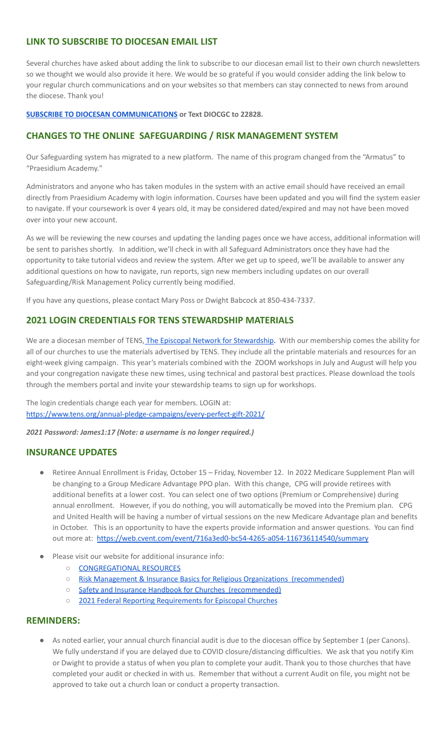## LINK TO SUBSCRIBE TO DIOCESAN EMAIL LIST

Several churches have asked about adding the link to subscribe to our diocesan email list to their own church newsletters so we thought we would also provide it here. We would be so grateful if you would consider adding the link below to your regular church communications and on your websites so that members can stay connected to news from around the diocese. Thank you!

**SUBSCRIBE TO DIOCESAN COMMUNICATIONS or Text DIOCGC to 22828.**

## CHANGES TO THE ONLINE SAFEGUARDING / RISK MANAGEMENT SYSTEM

Our Safeguarding system has migrated to a new platform. The name of this program changed from the "Armatus" to "Praesidium Academy."

Administrators and anyone who has taken modules in the system with an active email should have received an email directly from Praesidium Academy with login information. Courses have been updated and you will find the system easier to navigate. If your coursework is over 4 years old, it may be considered dated/expired and may not have been moved over into your new account.

As we will be reviewing the new courses and updating the landing pages once we have access, additional information will be sent to parishes shortly. In addition, we'll check in with all Safeguard Administrators once they have had the opportunity to take tutorial videos and review the system. After we get up to speed, we'll be available to answer any additional questions on how to navigate, run reports, sign new members including updates on our overall Safeguarding/Risk Management Policy currently being modified.

If you have any questions, please contact Mary Poss or Dwight Babcock at 850-434-7337.

## 2021 LOGIN CREDENTIALS FOR TENS STEWARDSHIP MATERIALS

We are a diocesan member of TENS, The Episcopal Network for Stewardship. With our membership comes the ability for all of our churches to use the materials advertised by TENS. They include all the printable materials and resources for an eight-week giving campaign. This year's materials combined with the ZOOM workshops in July and August will help you and your congregation navigate these new times, using technical and pastoral best practices. Please download the tools through the members portal and invite your stewardship teams to sign up for workshops.

The login credentials change each year for members. LOGIN at:
https://www.tens.org/annual-pledge-campaigns/every-perfect-gift-2021/

***2021 Password: James1:17 (Note: a username is no longer required.)***

## INSURANCE UPDATES

- Retiree Annual Enrollment is Friday, October 15 – Friday, November 12. In 2022 Medicare Supplement Plan will be changing to a Group Medicare Advantage PPO plan. With this change, CPG will provide retirees with additional benefits at a lower cost. You can select one of two options (Premium or Comprehensive) during annual enrollment. However, if you do nothing, you will automatically be moved into the Premium plan. CPG and United Health will be having a number of virtual sessions on the new Medicare Advantage plan and benefits in October. This is an opportunity to have the experts provide information and answer questions. You can find out more at: https://web.cvent.com/event/716a3ed0-bc54-4265-a054-116736114540/summary
- Please visit our website for additional insurance info:
  - CONGREGATIONAL RESOURCES
  - Risk Management & Insurance Basics for Religious Organizations (recommended)
  - Safety and Insurance Handbook for Churches (recommended)
  - 2021 Federal Reporting Requirements for Episcopal Churches

## REMINDERS:

- As noted earlier, your annual church financial audit is due to the diocesan office by September 1 (per Canons). We fully understand if you are delayed due to COVID closure/distancing difficulties. We ask that you notify Kim or Dwight to provide a status of when you plan to complete your audit. Thank you to those churches that have completed your audit or checked in with us. Remember that without a current Audit on file, you might not be approved to take out a church loan or conduct a property transaction.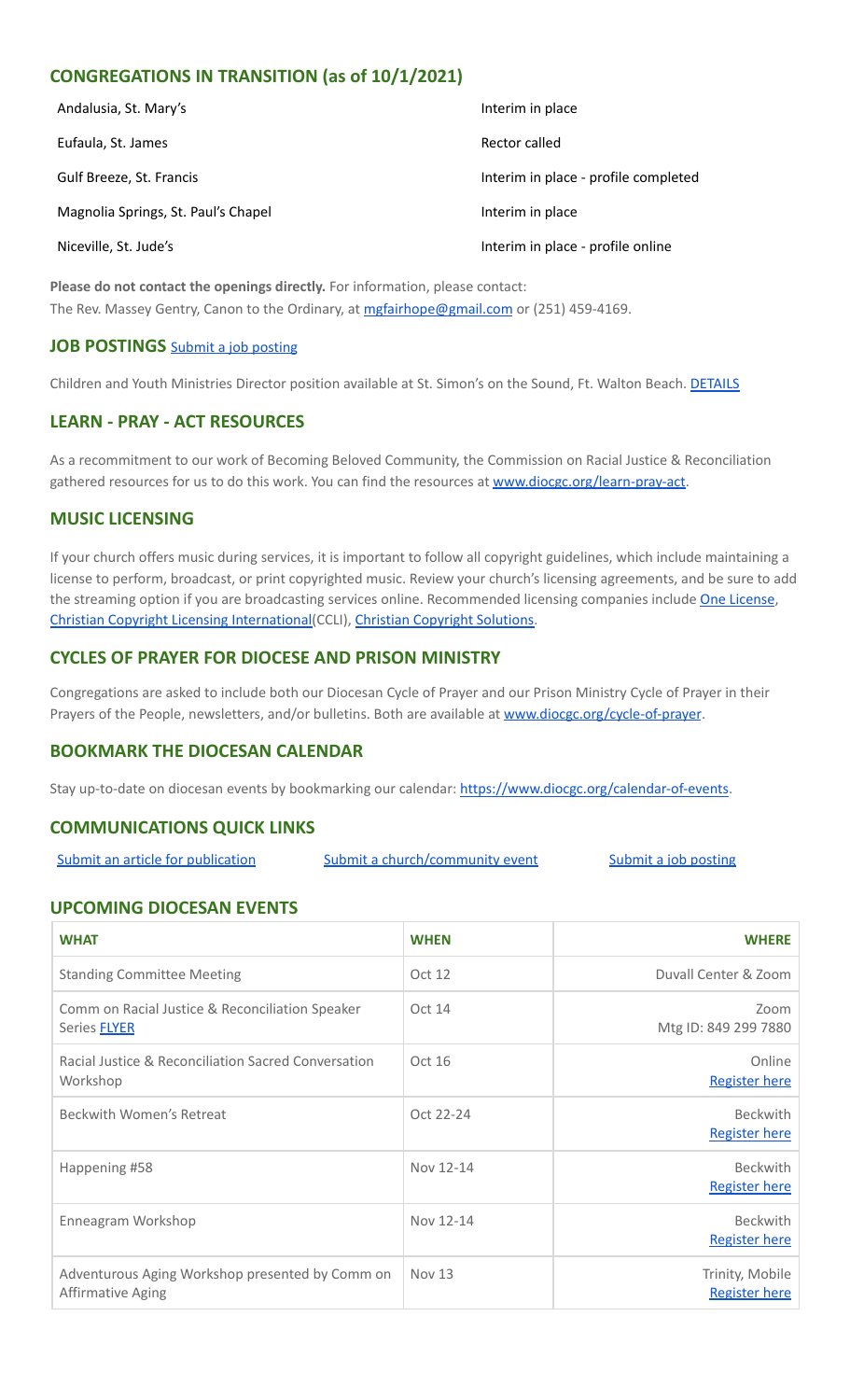## CONGREGATIONS IN TRANSITION (as of 10/1/2021)

| | |
|---|---|
| Andalusia, St. Mary's | Interim in place |
| Eufaula, St. James | Rector called |
| Gulf Breeze, St. Francis | Interim in place - profile completed |
| Magnolia Springs, St. Paul's Chapel | Interim in place |
| Niceville, St. Jude's | Interim in place - profile online |

**Please do not contact the openings directly.** For information, please contact:
The Rev. Massey Gentry, Canon to the Ordinary, at mgfairhope@gmail.com or (251) 459-4169.

## JOB POSTINGS Submit a job posting

Children and Youth Ministries Director position available at St. Simon's on the Sound, Ft. Walton Beach. DETAILS

## LEARN - PRAY - ACT RESOURCES

As a recommitment to our work of Becoming Beloved Community, the Commission on Racial Justice & Reconciliation gathered resources for us to do this work. You can find the resources at www.diocgc.org/learn-pray-act.

## MUSIC LICENSING

If your church offers music during services, it is important to follow all copyright guidelines, which include maintaining a license to perform, broadcast, or print copyrighted music. Review your church's licensing agreements, and be sure to add the streaming option if you are broadcasting services online. Recommended licensing companies include One License, Christian Copyright Licensing International(CCLI), Christian Copyright Solutions.

## CYCLES OF PRAYER FOR DIOCESE AND PRISON MINISTRY

Congregations are asked to include both our Diocesan Cycle of Prayer and our Prison Ministry Cycle of Prayer in their Prayers of the People, newsletters, and/or bulletins. Both are available at www.diocgc.org/cycle-of-prayer.

## BOOKMARK THE DIOCESAN CALENDAR

Stay up-to-date on diocesan events by bookmarking our calendar: https://www.diocgc.org/calendar-of-events.

## COMMUNICATIONS QUICK LINKS

Submit an article for publication | Submit a church/community event | Submit a job posting

## UPCOMING DIOCESAN EVENTS

| WHAT | WHEN | WHERE |
|---|---|---|
| Standing Committee Meeting | Oct 12 | Duvall Center & Zoom |
| Comm on Racial Justice & Reconciliation Speaker Series FLYER | Oct 14 | Zoom Mtg ID: 849 299 7880 |
| Racial Justice & Reconciliation Sacred Conversation Workshop | Oct 16 | Online Register here |
| Beckwith Women's Retreat | Oct 22-24 | Beckwith Register here |
| Happening #58 | Nov 12-14 | Beckwith Register here |
| Enneagram Workshop | Nov 12-14 | Beckwith Register here |
| Adventurous Aging Workshop presented by Comm on Affirmative Aging | Nov 13 | Trinity, Mobile Register here |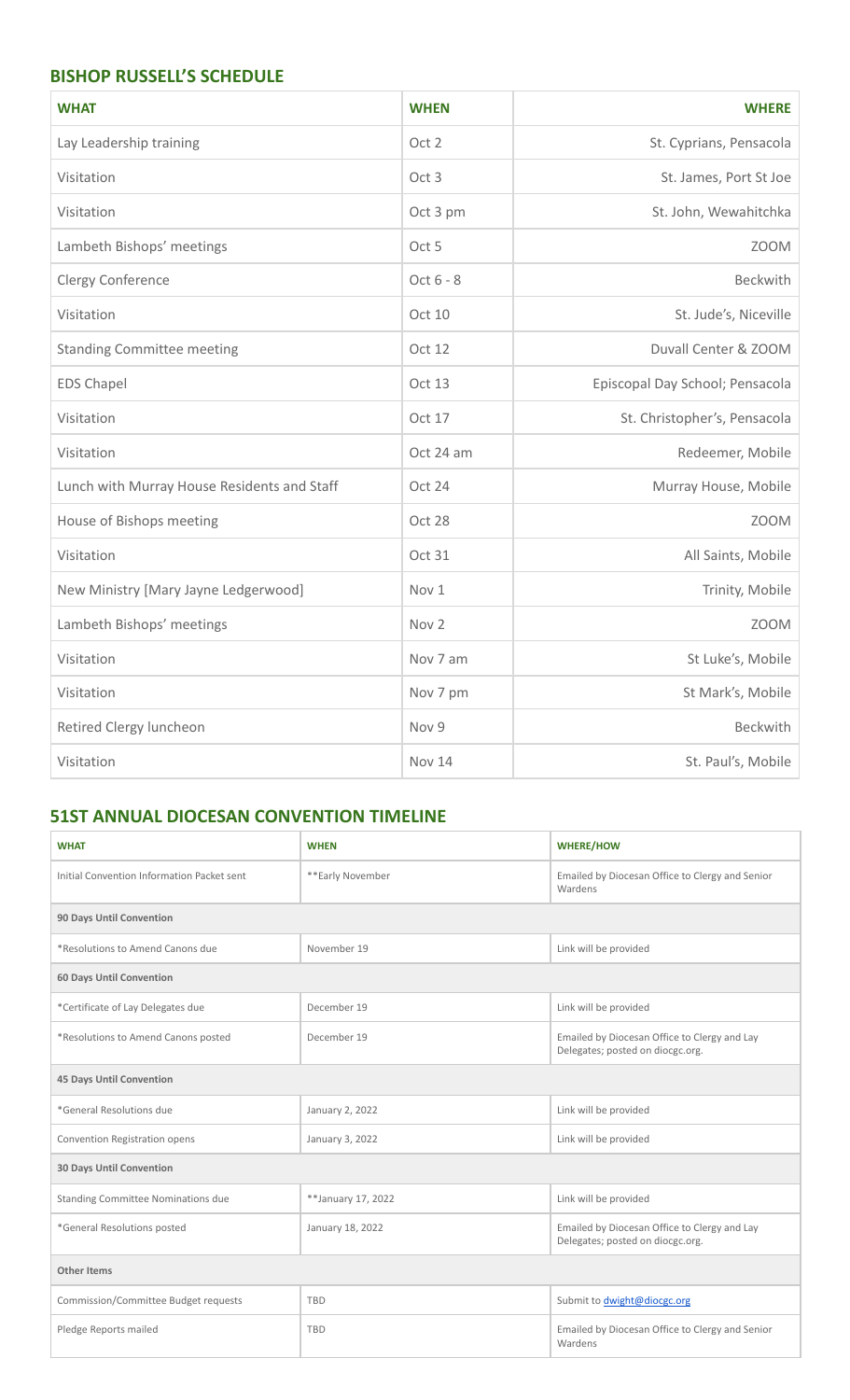## BISHOP RUSSELL'S SCHEDULE

| WHAT | WHEN | WHERE |
|---|---|---|
| Lay Leadership training | Oct 2 | St. Cyprians, Pensacola |
| Visitation | Oct 3 | St. James, Port St Joe |
| Visitation | Oct 3 pm | St. John, Wewahitchka |
| Lambeth Bishops' meetings | Oct 5 | ZOOM |
| Clergy Conference | Oct 6 - 8 | Beckwith |
| Visitation | Oct 10 | St. Jude's, Niceville |
| Standing Committee meeting | Oct 12 | Duvall Center & ZOOM |
| EDS Chapel | Oct 13 | Episcopal Day School; Pensacola |
| Visitation | Oct 17 | St. Christopher's, Pensacola |
| Visitation | Oct 24 am | Redeemer, Mobile |
| Lunch with Murray House Residents and Staff | Oct 24 | Murray House, Mobile |
| House of Bishops meeting | Oct 28 | ZOOM |
| Visitation | Oct 31 | All Saints, Mobile |
| New Ministry [Mary Jayne Ledgerwood] | Nov 1 | Trinity, Mobile |
| Lambeth Bishops' meetings | Nov 2 | ZOOM |
| Visitation | Nov 7 am | St Luke's, Mobile |
| Visitation | Nov 7 pm | St Mark's, Mobile |
| Retired Clergy luncheon | Nov 9 | Beckwith |
| Visitation | Nov 14 | St. Paul's, Mobile |

## 51ST ANNUAL DIOCESAN CONVENTION TIMELINE

| WHAT | WHEN | WHERE/HOW |
|---|---|---|
| Initial Convention Information Packet sent | **Early November | Emailed by Diocesan Office to Clergy and Senior Wardens |
| **90 Days Until Convention** | | |
| *Resolutions to Amend Canons due | November 19 | Link will be provided |
| **60 Days Until Convention** | | |
| *Certificate of Lay Delegates due | December 19 | Link will be provided |
| *Resolutions to Amend Canons posted | December 19 | Emailed by Diocesan Office to Clergy and Lay Delegates; posted on diocgc.org. |
| **45 Days Until Convention** | | |
| *General Resolutions due | January 2, 2022 | Link will be provided |
| Convention Registration opens | January 3, 2022 | Link will be provided |
| **30 Days Until Convention** | | |
| Standing Committee Nominations due | **January 17, 2022 | Link will be provided |
| *General Resolutions posted | January 18, 2022 | Emailed by Diocesan Office to Clergy and Lay Delegates; posted on diocgc.org. |
| **Other Items** | | |
| Commission/Committee Budget requests | TBD | Submit to dwight@diocgc.org |
| Pledge Reports mailed | TBD | Emailed by Diocesan Office to Clergy and Senior Wardens |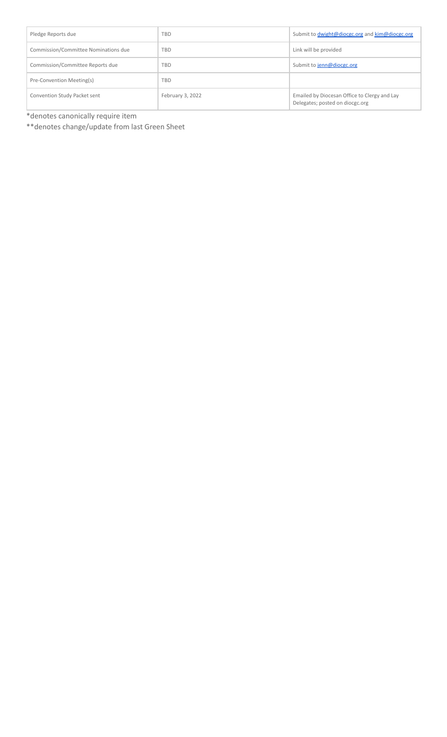| Pledge Reports due | TBD | Submit to dwight@diocgc.org and kim@diocgc.org |
|---|---|---|
| Commission/Committee Nominations due | TBD | Link will be provided |
| Commission/Committee Reports due | TBD | Submit to jenn@diocgc.org |
| Pre-Convention Meeting(s) | TBD | |
| Convention Study Packet sent | February 3, 2022 | Emailed by Diocesan Office to Clergy and Lay Delegates; posted on diocgc.org |

*denotes canonically require item

**denotes change/update from last Green Sheet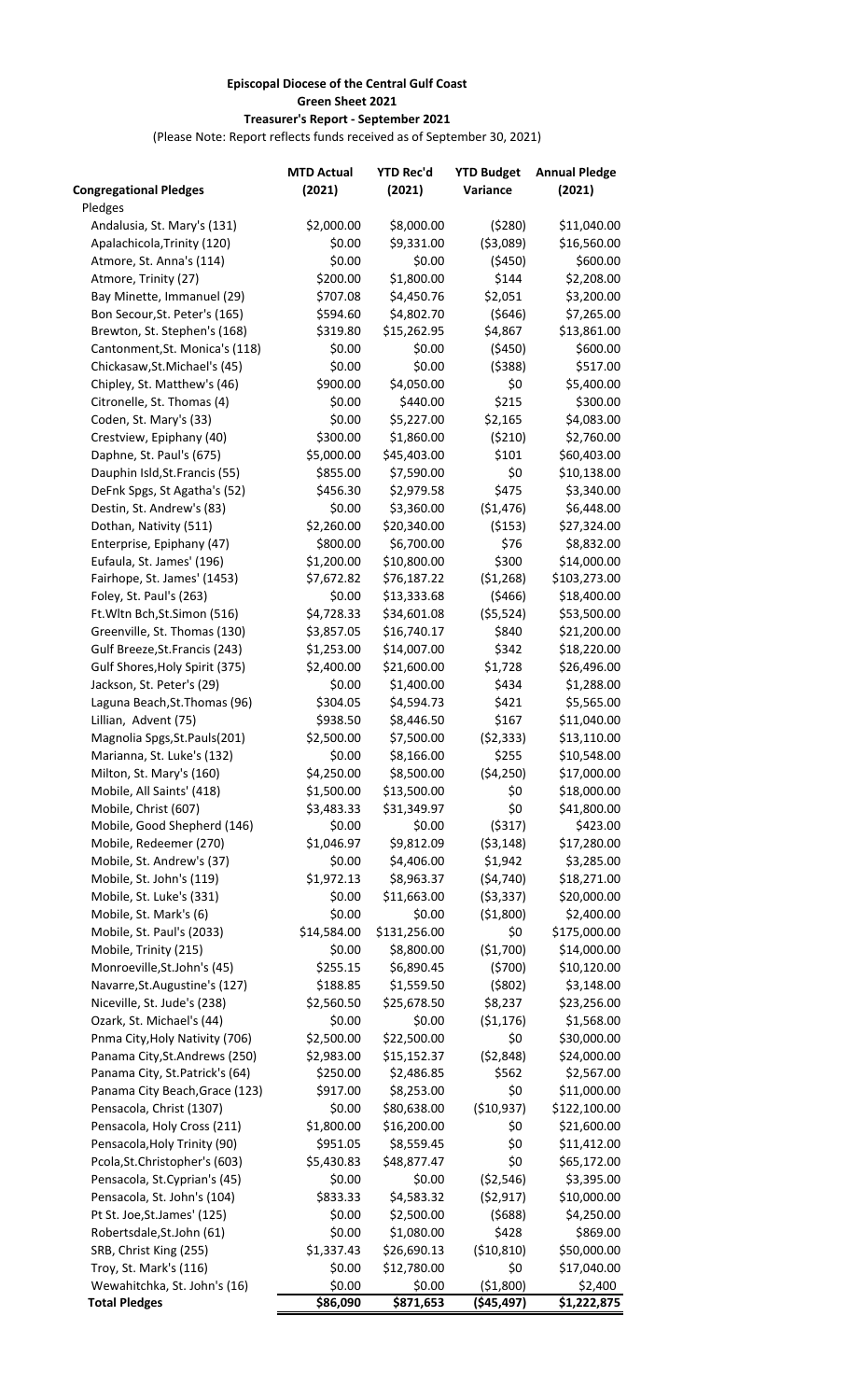**Episcopal Diocese of the Central Gulf Coast**

**Green Sheet 2021**

**Treasurer's Report - September 2021**

(Please Note: Report reflects funds received as of September 30, 2021)

| **Congregational Pledges** | **MTD Actual (2021)** | **YTD Rec'd (2021)** | **YTD Budget Variance** | **Annual Pledge (2021)** |
|---|---|---|---|---|
| Pledges | | | | |
| Andalusia, St. Mary's (131) | $2,000.00 | $8,000.00 | ($280) | $11,040.00 |
| Apalachicola,Trinity (120) | $0.00 | $9,331.00 | ($3,089) | $16,560.00 |
| Atmore, St. Anna's (114) | $0.00 | $0.00 | ($450) | $600.00 |
| Atmore, Trinity (27) | $200.00 | $1,800.00 | $144 | $2,208.00 |
| Bay Minette, Immanuel (29) | $707.08 | $4,450.76 | $2,051 | $3,200.00 |
| Bon Secour,St. Peter's (165) | $594.60 | $4,802.70 | ($646) | $7,265.00 |
| Brewton, St. Stephen's (168) | $319.80 | $15,262.95 | $4,867 | $13,861.00 |
| Cantonment,St. Monica's (118) | $0.00 | $0.00 | ($450) | $600.00 |
| Chickasaw,St.Michael's (45) | $0.00 | $0.00 | ($388) | $517.00 |
| Chipley, St. Matthew's (46) | $900.00 | $4,050.00 | $0 | $5,400.00 |
| Citronelle, St. Thomas (4) | $0.00 | $440.00 | $215 | $300.00 |
| Coden, St. Mary's (33) | $0.00 | $5,227.00 | $2,165 | $4,083.00 |
| Crestview, Epiphany (40) | $300.00 | $1,860.00 | ($210) | $2,760.00 |
| Daphne, St. Paul's (675) | $5,000.00 | $45,403.00 | $101 | $60,403.00 |
| Dauphin Isld,St.Francis (55) | $855.00 | $7,590.00 | $0 | $10,138.00 |
| DeFnk Spgs, St Agatha's (52) | $456.30 | $2,979.58 | $475 | $3,340.00 |
| Destin, St. Andrew's (83) | $0.00 | $3,360.00 | ($1,476) | $6,448.00 |
| Dothan, Nativity (511) | $2,260.00 | $20,340.00 | ($153) | $27,324.00 |
| Enterprise, Epiphany (47) | $800.00 | $6,700.00 | $76 | $8,832.00 |
| Eufaula, St. James' (196) | $1,200.00 | $10,800.00 | $300 | $14,000.00 |
| Fairhope, St. James' (1453) | $7,672.82 | $76,187.22 | ($1,268) | $103,273.00 |
| Foley, St. Paul's (263) | $0.00 | $13,333.68 | ($466) | $18,400.00 |
| Ft.Wltn Bch,St.Simon (516) | $4,728.33 | $34,601.08 | ($5,524) | $53,500.00 |
| Greenville, St. Thomas (130) | $3,857.05 | $16,740.17 | $840 | $21,200.00 |
| Gulf Breeze,St.Francis (243) | $1,253.00 | $14,007.00 | $342 | $18,220.00 |
| Gulf Shores,Holy Spirit (375) | $2,400.00 | $21,600.00 | $1,728 | $26,496.00 |
| Jackson, St. Peter's (29) | $0.00 | $1,400.00 | $434 | $1,288.00 |
| Laguna Beach,St.Thomas (96) | $304.05 | $4,594.73 | $421 | $5,565.00 |
| Lillian, Advent (75) | $938.50 | $8,446.50 | $167 | $11,040.00 |
| Magnolia Spgs,St.Pauls(201) | $2,500.00 | $7,500.00 | ($2,333) | $13,110.00 |
| Marianna, St. Luke's (132) | $0.00 | $8,166.00 | $255 | $10,548.00 |
| Milton, St. Mary's (160) | $4,250.00 | $8,500.00 | ($4,250) | $17,000.00 |
| Mobile, All Saints' (418) | $1,500.00 | $13,500.00 | $0 | $18,000.00 |
| Mobile, Christ (607) | $3,483.33 | $31,349.97 | $0 | $41,800.00 |
| Mobile, Good Shepherd (146) | $0.00 | $0.00 | ($317) | $423.00 |
| Mobile, Redeemer (270) | $1,046.97 | $9,812.09 | ($3,148) | $17,280.00 |
| Mobile, St. Andrew's (37) | $0.00 | $4,406.00 | $1,942 | $3,285.00 |
| Mobile, St. John's (119) | $1,972.13 | $8,963.37 | ($4,740) | $18,271.00 |
| Mobile, St. Luke's (331) | $0.00 | $11,663.00 | ($3,337) | $20,000.00 |
| Mobile, St. Mark's (6) | $0.00 | $0.00 | ($1,800) | $2,400.00 |
| Mobile, St. Paul's (2033) | $14,584.00 | $131,256.00 | $0 | $175,000.00 |
| Mobile, Trinity (215) | $0.00 | $8,800.00 | ($1,700) | $14,000.00 |
| Monroeville,St.John's (45) | $255.15 | $6,890.45 | ($700) | $10,120.00 |
| Navarre,St.Augustine's (127) | $188.85 | $1,559.50 | ($802) | $3,148.00 |
| Niceville, St. Jude's (238) | $2,560.50 | $25,678.50 | $8,237 | $23,256.00 |
| Ozark, St. Michael's (44) | $0.00 | $0.00 | ($1,176) | $1,568.00 |
| Pnma City,Holy Nativity (706) | $2,500.00 | $22,500.00 | $0 | $30,000.00 |
| Panama City,St.Andrews (250) | $2,983.00 | $15,152.37 | ($2,848) | $24,000.00 |
| Panama City, St.Patrick's (64) | $250.00 | $2,486.85 | $562 | $2,567.00 |
| Panama City Beach,Grace (123) | $917.00 | $8,253.00 | $0 | $11,000.00 |
| Pensacola, Christ (1307) | $0.00 | $80,638.00 | ($10,937) | $122,100.00 |
| Pensacola, Holy Cross (211) | $1,800.00 | $16,200.00 | $0 | $21,600.00 |
| Pensacola,Holy Trinity (90) | $951.05 | $8,559.45 | $0 | $11,412.00 |
| Pcola,St.Christopher's (603) | $5,430.83 | $48,877.47 | $0 | $65,172.00 |
| Pensacola, St.Cyprian's (45) | $0.00 | $0.00 | ($2,546) | $3,395.00 |
| Pensacola, St. John's (104) | $833.33 | $4,583.32 | ($2,917) | $10,000.00 |
| Pt St. Joe,St.James' (125) | $0.00 | $2,500.00 | ($688) | $4,250.00 |
| Robertsdale,St.John (61) | $0.00 | $1,080.00 | $428 | $869.00 |
| SRB, Christ King (255) | $1,337.43 | $26,690.13 | ($10,810) | $50,000.00 |
| Troy, St. Mark's (116) | $0.00 | $12,780.00 | $0 | $17,040.00 |
| Wewahitchka, St. John's (16) | $0.00 | $0.00 | ($1,800) | $2,400 |
| **Total Pledges** | **$86,090** | **$871,653** | **($45,497)** | **$1,222,875** |